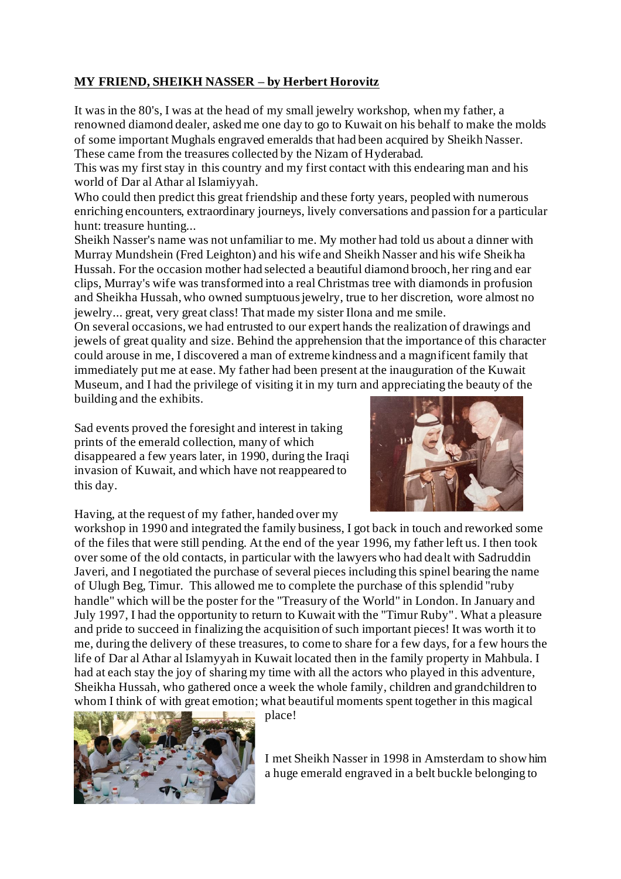**MY FRIEND, SHEIKH NASSER – by Herbert Horovitz**

It was in the 80's, I was at the head of my small jewelry workshop, when my father, a renowned diamond dealer, asked me one day to go to Kuwait on his behalf to make the molds of some important Mughals engraved emeralds that had been acquired by Sheikh Nasser. These came from the treasures collected by the Nizam of Hyderabad.
This was my first stay in this country and my first contact with this endearing man and his world of Dar al Athar al Islamiyyah.
Who could then predict this great friendship and these forty years, peopled with numerous enriching encounters, extraordinary journeys, lively conversations and passion for a particular hunt: treasure hunting...
Sheikh Nasser's name was not unfamiliar to me. My mother had told us about a dinner with Murray Mundshein (Fred Leighton) and his wife and Sheikh Nasser and his wife Sheikha Hussah. For the occasion mother had selected a beautiful diamond brooch, her ring and ear clips, Murray's wife was transformed into a real Christmas tree with diamonds in profusion and Sheikha Hussah, who owned sumptuous jewelry, true to her discretion, wore almost no jewelry... great, very great class! That made my sister Ilona and me smile.
On several occasions, we had entrusted to our expert hands the realization of drawings and jewels of great quality and size. Behind the apprehension that the importance of this character could arouse in me, I discovered a man of extreme kindness and a magnificent family that immediately put me at ease. My father had been present at the inauguration of the Kuwait Museum, and I had the privilege of visiting it in my turn and appreciating the beauty of the building and the exhibits.

Sad events proved the foresight and interest in taking prints of the emerald collection, many of which disappeared a few years later, in 1990, during the Iraqi invasion of Kuwait, and which have not reappeared to this day.

Having, at the request of my father, handed over my workshop in 1990 and integrated the family business, I got back in touch and reworked some of the files that were still pending. At the end of the year 1996, my father left us. I then took over some of the old contacts, in particular with the lawyers who had dealt with Sadruddin Javeri, and I negotiated the purchase of several pieces including this spinel bearing the name of Ulugh Beg, Timur. This allowed me to complete the purchase of this splendid "ruby handle" which will be the poster for the "Treasury of the World" in London. In January and July 1997, I had the opportunity to return to Kuwait with the "Timur Ruby". What a pleasure and pride to succeed in finalizing the acquisition of such important pieces! It was worth it to me, during the delivery of these treasures, to come to share for a few days, for a few hours the life of Dar al Athar al Islamyyah in Kuwait located then in the family property in Mahbula. I had at each stay the joy of sharing my time with all the actors who played in this adventure, Sheikha Hussah, who gathered once a week the whole family, children and grandchildren to whom I think of with great emotion; what beautiful moments spent together in this magical place!

I met Sheikh Nasser in 1998 in Amsterdam to show him a huge emerald engraved in a belt buckle belonging to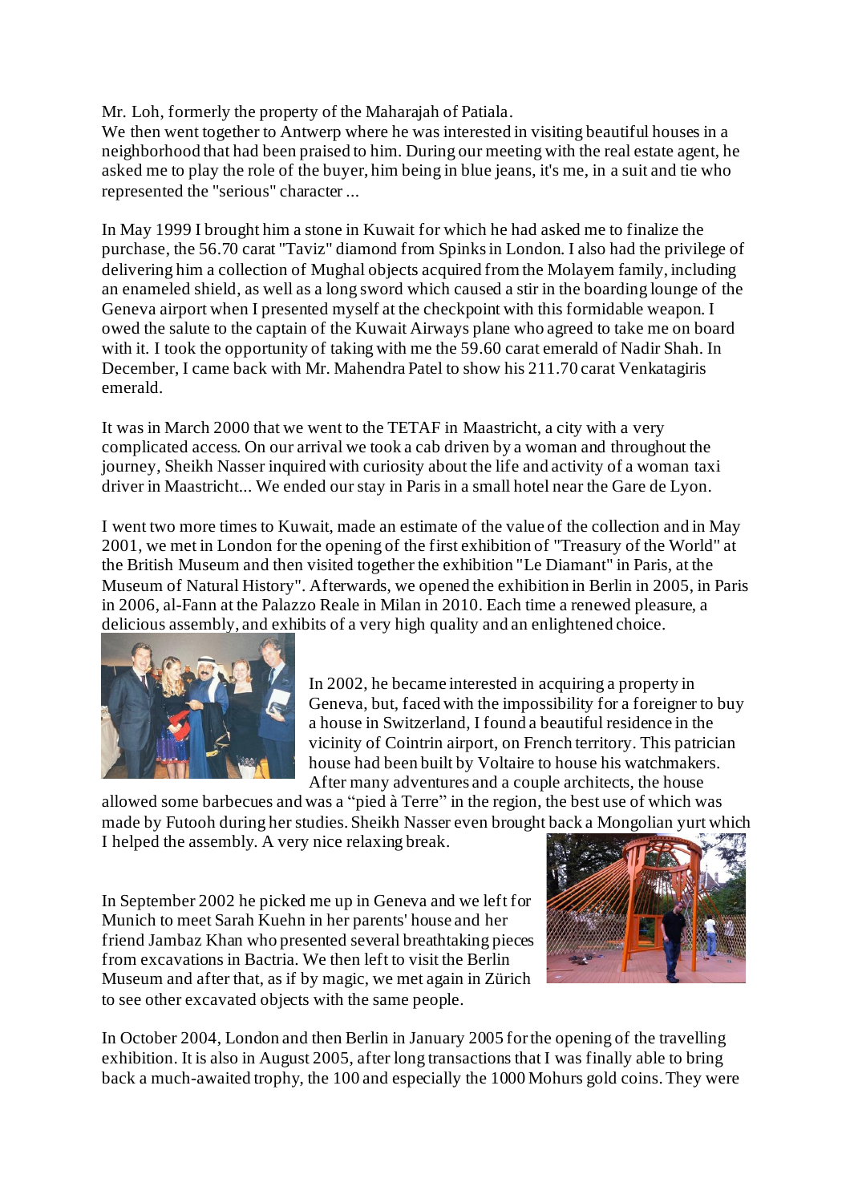Mr. Loh, formerly the property of the Maharajah of Patiala.
We then went together to Antwerp where he was interested in visiting beautiful houses in a neighborhood that had been praised to him. During our meeting with the real estate agent, he asked me to play the role of the buyer, him being in blue jeans, it's me, in a suit and tie who represented the "serious" character ...

In May 1999 I brought him a stone in Kuwait for which he had asked me to finalize the purchase, the 56.70 carat "Taviz" diamond from Spinks in London. I also had the privilege of delivering him a collection of Mughal objects acquired from the Molayem family, including an enameled shield, as well as a long sword which caused a stir in the boarding lounge of the Geneva airport when I presented myself at the checkpoint with this formidable weapon. I owed the salute to the captain of the Kuwait Airways plane who agreed to take me on board with it. I took the opportunity of taking with me the 59.60 carat emerald of Nadir Shah. In December, I came back with Mr. Mahendra Patel to show his 211.70 carat Venkatagiris emerald.

It was in March 2000 that we went to the TETAF in Maastricht, a city with a very complicated access. On our arrival we took a cab driven by a woman and throughout the journey, Sheikh Nasser inquired with curiosity about the life and activity of a woman taxi driver in Maastricht... We ended our stay in Paris in a small hotel near the Gare de Lyon.

I went two more times to Kuwait, made an estimate of the value of the collection and in May 2001, we met in London for the opening of the first exhibition of "Treasury of the World" at the British Museum and then visited together the exhibition "Le Diamant" in Paris, at the Museum of Natural History". Afterwards, we opened the exhibition in Berlin in 2005, in Paris in 2006, al-Fann at the Palazzo Reale in Milan in 2010. Each time a renewed pleasure, a delicious assembly, and exhibits of a very high quality and an enlightened choice.

In 2002, he became interested in acquiring a property in Geneva, but, faced with the impossibility for a foreigner to buy a house in Switzerland, I found a beautiful residence in the vicinity of Cointrin airport, on French territory. This patrician house had been built by Voltaire to house his watchmakers. After many adventures and a couple architects, the house allowed some barbecues and was a "pied à Terre" in the region, the best use of which was made by Futooh during her studies. Sheikh Nasser even brought back a Mongolian yurt which I helped the assembly. A very nice relaxing break.

In September 2002 he picked me up in Geneva and we left for Munich to meet Sarah Kuehn in her parents' house and her friend Jambaz Khan who presented several breathtaking pieces from excavations in Bactria. We then left to visit the Berlin Museum and after that, as if by magic, we met again in Zürich to see other excavated objects with the same people.

In October 2004, London and then Berlin in January 2005 for the opening of the travelling exhibition. It is also in August 2005, after long transactions that I was finally able to bring back a much-awaited trophy, the 100 and especially the 1000 Mohurs gold coins. They were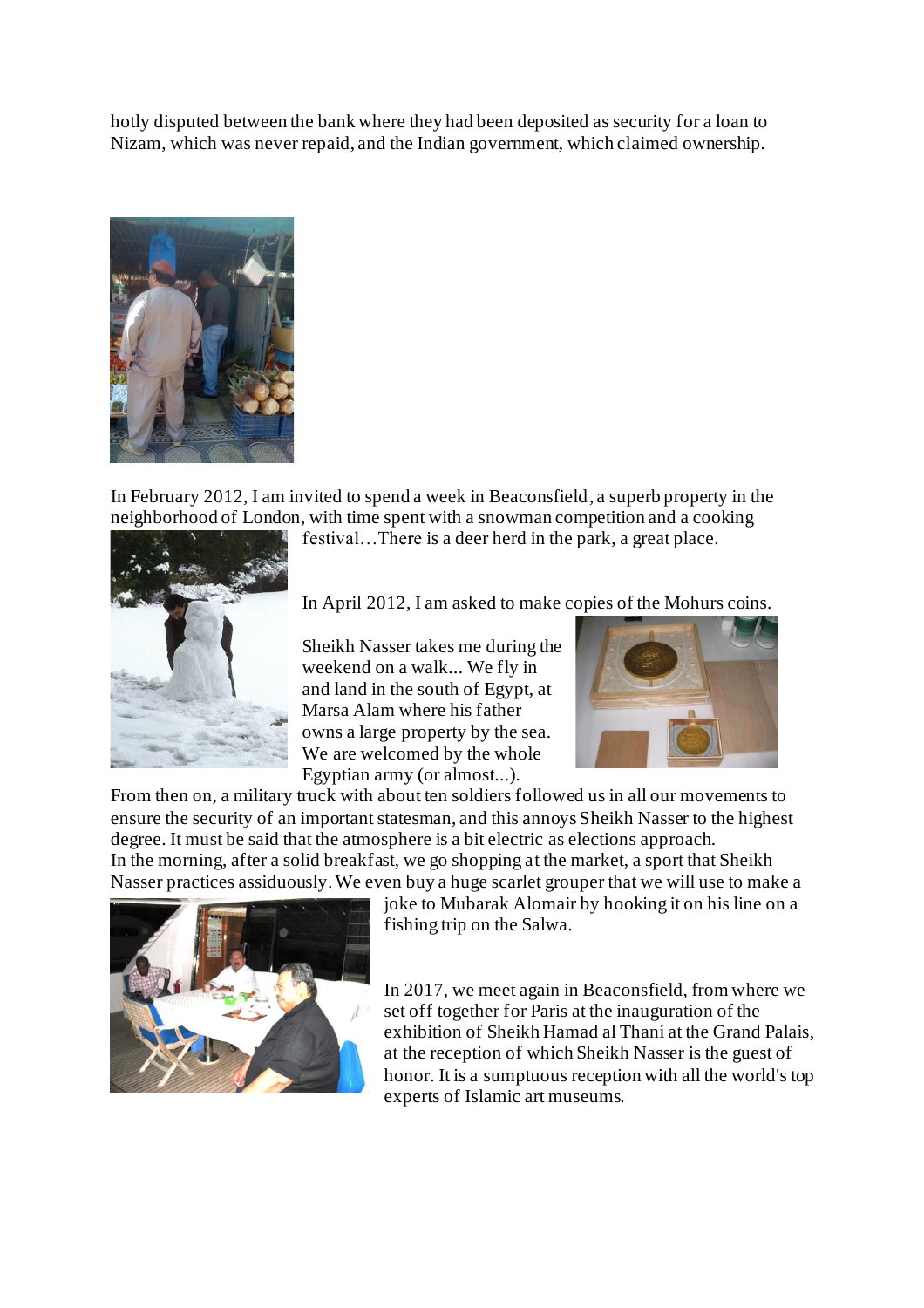hotly disputed between the bank where they had been deposited as security for a loan to Nizam, which was never repaid, and the Indian government, which claimed ownership.

In February 2012, I am invited to spend a week in Beaconsfield, a superb property in the neighborhood of London, with time spent with a snowman competition and a cooking festival…There is a deer herd in the park, a great place.

In April 2012, I am asked to make copies of the Mohurs coins.

Sheikh Nasser takes me during the weekend on a walk... We fly in and land in the south of Egypt, at Marsa Alam where his father owns a large property by the sea. We are welcomed by the whole Egyptian army (or almost...).

From then on, a military truck with about ten soldiers followed us in all our movements to ensure the security of an important statesman, and this annoys Sheikh Nasser to the highest degree. It must be said that the atmosphere is a bit electric as elections approach.

In the morning, after a solid breakfast, we go shopping at the market, a sport that Sheikh Nasser practices assiduously. We even buy a huge scarlet grouper that we will use to make a joke to Mubarak Alomair by hooking it on his line on a fishing trip on the Salwa.

In 2017, we meet again in Beaconsfield, from where we set off together for Paris at the inauguration of the exhibition of Sheikh Hamad al Thani at the Grand Palais, at the reception of which Sheikh Nasser is the guest of honor. It is a sumptuous reception with all the world's top experts of Islamic art museums.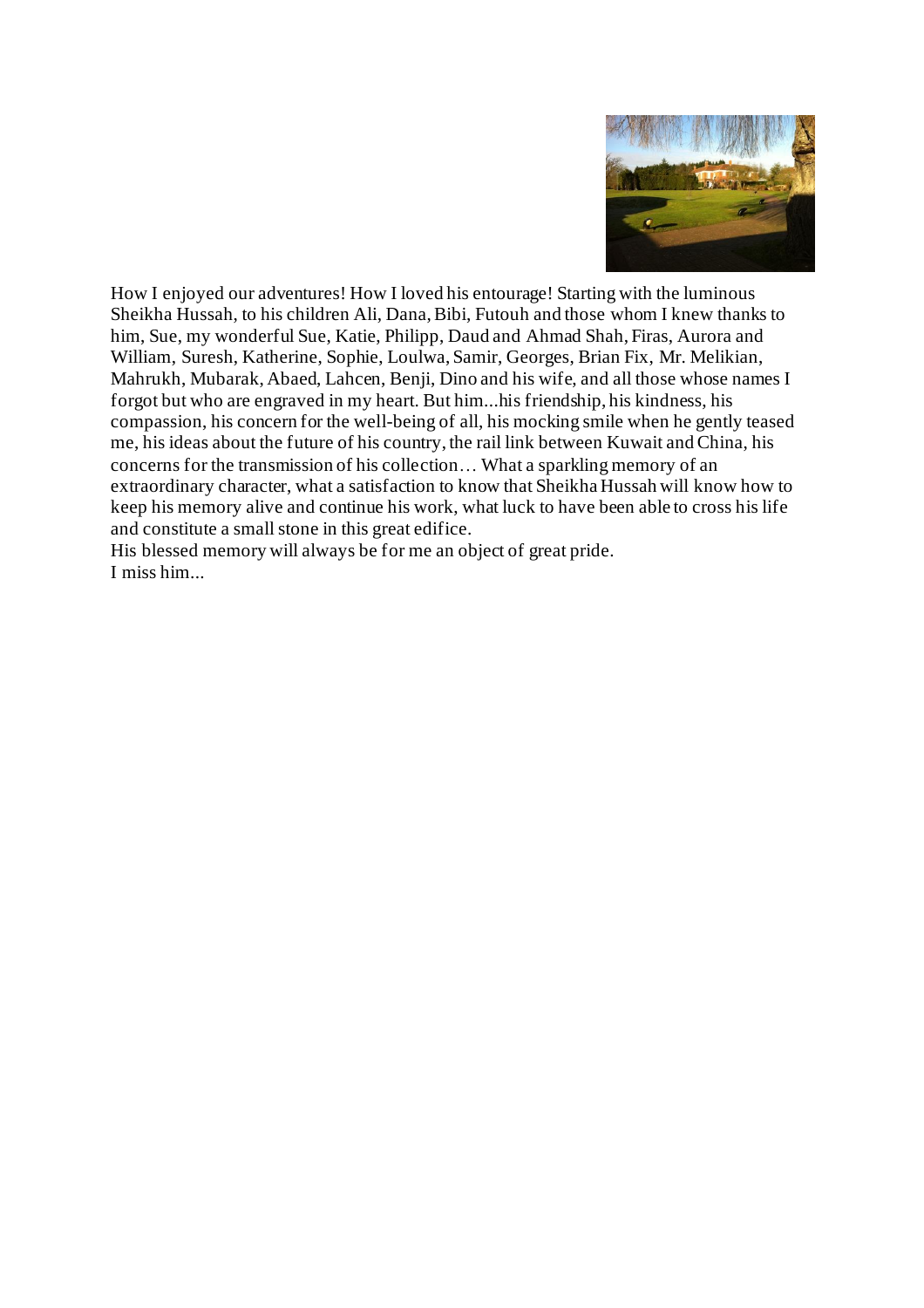How I enjoyed our adventures! How I loved his entourage! Starting with the luminous Sheikha Hussah, to his children Ali, Dana, Bibi, Futouh and those whom I knew thanks to him, Sue, my wonderful Sue, Katie, Philipp, Daud and Ahmad Shah, Firas, Aurora and William, Suresh, Katherine, Sophie, Loulwa, Samir, Georges, Brian Fix, Mr. Melikian, Mahrukh, Mubarak, Abaed, Lahcen, Benji, Dino and his wife, and all those whose names I forgot but who are engraved in my heart. But him...his friendship, his kindness, his compassion, his concern for the well-being of all, his mocking smile when he gently teased me, his ideas about the future of his country, the rail link between Kuwait and China, his concerns for the transmission of his collection… What a sparkling memory of an extraordinary character, what a satisfaction to know that Sheikha Hussah will know how to keep his memory alive and continue his work, what luck to have been able to cross his life and constitute a small stone in this great edifice.

His blessed memory will always be for me an object of great pride.

I miss him...